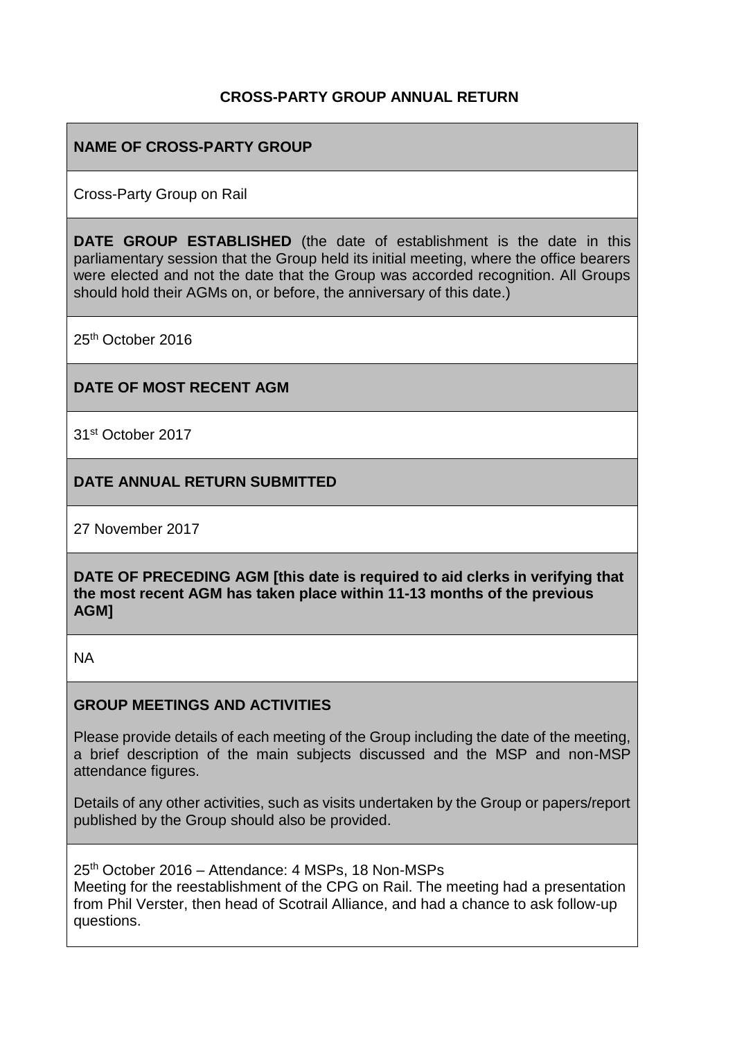**CROSS-PARTY GROUP ANNUAL RETURN**

**NAME OF CROSS-PARTY GROUP**

Cross-Party Group on Rail

**DATE GROUP ESTABLISHED** (the date of establishment is the date in this parliamentary session that the Group held its initial meeting, where the office bearers were elected and not the date that the Group was accorded recognition. All Groups should hold their AGMs on, or before, the anniversary of this date.)

25th October 2016

**DATE OF MOST RECENT AGM**

31st October 2017

**DATE ANNUAL RETURN SUBMITTED**

27 November 2017

**DATE OF PRECEDING AGM [this date is required to aid clerks in verifying that the most recent AGM has taken place within 11-13 months of the previous AGM]**

NA

**GROUP MEETINGS AND ACTIVITIES**

Please provide details of each meeting of the Group including the date of the meeting, a brief description of the main subjects discussed and the MSP and non-MSP attendance figures.

Details of any other activities, such as visits undertaken by the Group or papers/report published by the Group should also be provided.

25th October 2016 – Attendance: 4 MSPs, 18 Non-MSPs
Meeting for the reestablishment of the CPG on Rail. The meeting had a presentation from Phil Verster, then head of Scotrail Alliance, and had a chance to ask follow-up questions.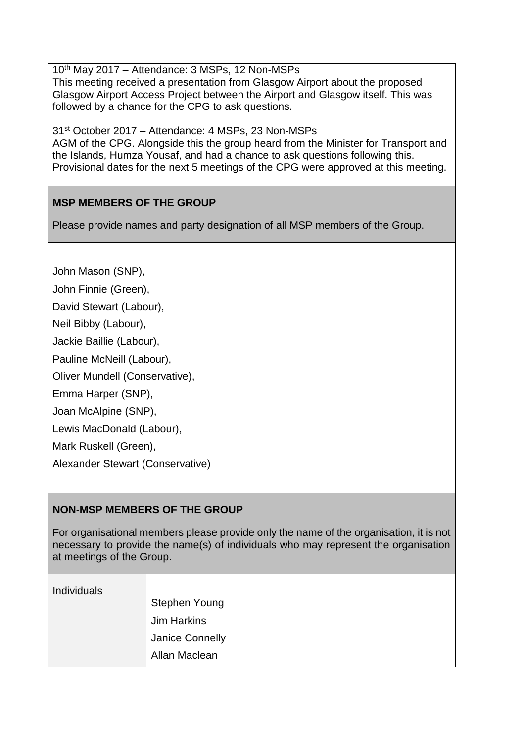10th May 2017 – Attendance: 3 MSPs, 12 Non-MSPs
This meeting received a presentation from Glasgow Airport about the proposed Glasgow Airport Access Project between the Airport and Glasgow itself. This was followed by a chance for the CPG to ask questions.

31st October 2017 – Attendance: 4 MSPs, 23 Non-MSPs
AGM of the CPG. Alongside this the group heard from the Minister for Transport and the Islands, Humza Yousaf, and had a chance to ask questions following this. Provisional dates for the next 5 meetings of the CPG were approved at this meeting.

## MSP MEMBERS OF THE GROUP

Please provide names and party designation of all MSP members of the Group.

John Mason (SNP),

John Finnie (Green),

David Stewart (Labour),

Neil Bibby (Labour),

Jackie Baillie (Labour),

Pauline McNeill (Labour),

Oliver Mundell (Conservative),

Emma Harper (SNP),

Joan McAlpine (SNP),

Lewis MacDonald (Labour),

Mark Ruskell (Green),

Alexander Stewart (Conservative)

## NON-MSP MEMBERS OF THE GROUP

For organisational members please provide only the name of the organisation, it is not necessary to provide the name(s) of individuals who may represent the organisation at meetings of the Group.

| Individuals | Stephen Young<br>Jim Harkins<br>Janice Connelly<br>Allan Maclean |
|---|---|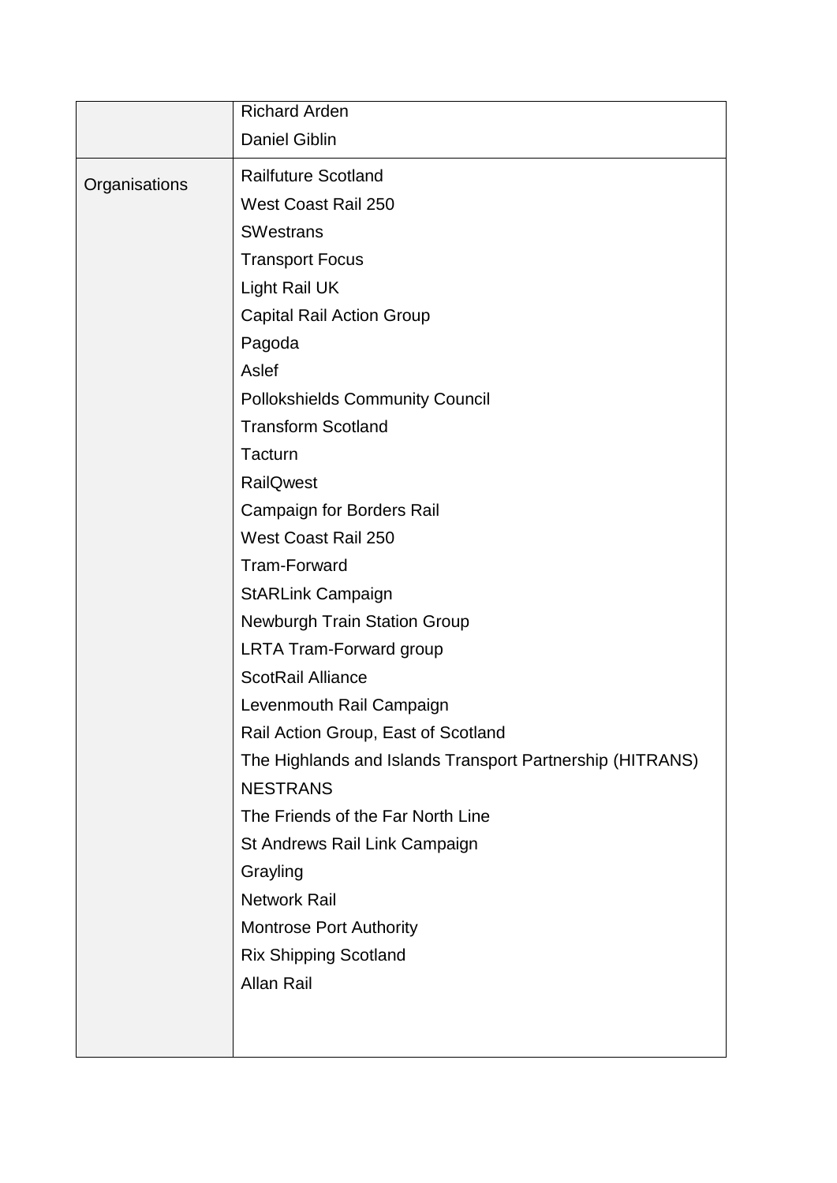| | |
|---|---|
| | Richard Arden<br>Daniel Giblin |
| Organisations | Railfuture Scotland<br>West Coast Rail 250<br>SWestrans<br>Transport Focus<br>Light Rail UK<br>Capital Rail Action Group<br>Pagoda<br>Aslef<br>Pollokshields Community Council<br>Transform Scotland<br>Tacturn<br>RailQwest<br>Campaign for Borders Rail<br>West Coast Rail 250<br>Tram-Forward<br>StARLink Campaign<br>Newburgh Train Station Group<br>LRTA Tram-Forward group<br>ScotRail Alliance<br>Levenmouth Rail Campaign<br>Rail Action Group, East of Scotland<br>The Highlands and Islands Transport Partnership (HITRANS)<br>NESTRANS<br>The Friends of the Far North Line<br>St Andrews Rail Link Campaign<br>Grayling<br>Network Rail<br>Montrose Port Authority<br>Rix Shipping Scotland<br>Allan Rail |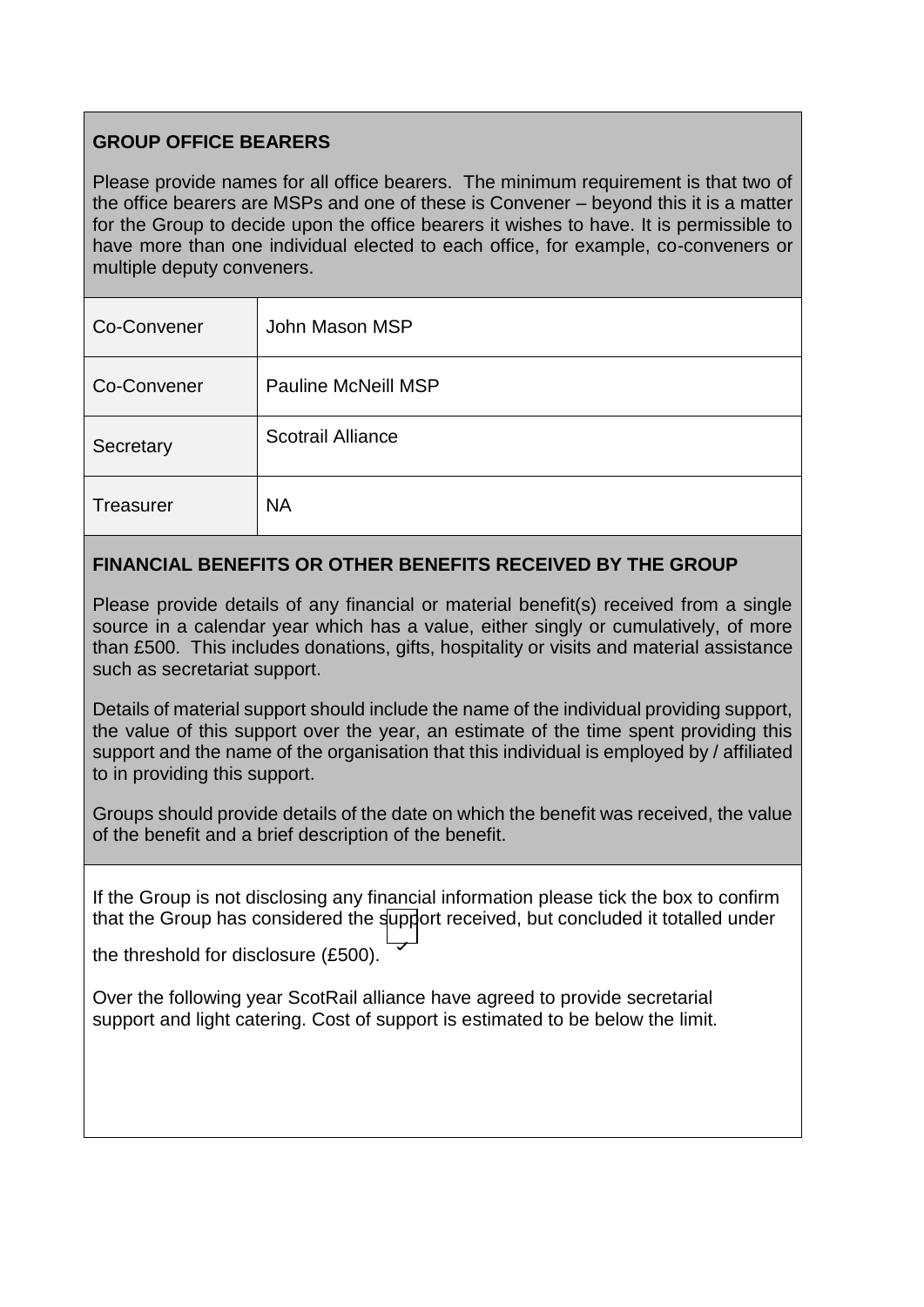## GROUP OFFICE BEARERS

Please provide names for all office bearers. The minimum requirement is that two of the office bearers are MSPs and one of these is Convener – beyond this it is a matter for the Group to decide upon the office bearers it wishes to have. It is permissible to have more than one individual elected to each office, for example, co-conveners or multiple deputy conveners.

| | |
|---|---|
| Co-Convener | John Mason MSP |
| Co-Convener | Pauline McNeill MSP |
| Secretary | Scotrail Alliance |
| Treasurer | NA |

## FINANCIAL BENEFITS OR OTHER BENEFITS RECEIVED BY THE GROUP

Please provide details of any financial or material benefit(s) received from a single source in a calendar year which has a value, either singly or cumulatively, of more than £500. This includes donations, gifts, hospitality or visits and material assistance such as secretariat support.

Details of material support should include the name of the individual providing support, the value of this support over the year, an estimate of the time spent providing this support and the name of the organisation that this individual is employed by / affiliated to in providing this support.

Groups should provide details of the date on which the benefit was received, the value of the benefit and a brief description of the benefit.

If the Group is not disclosing any financial information please tick the box to confirm that the Group has considered the support received, but concluded it totalled under the threshold for disclosure (£500). ✓

Over the following year ScotRail alliance have agreed to provide secretarial support and light catering. Cost of support is estimated to be below the limit.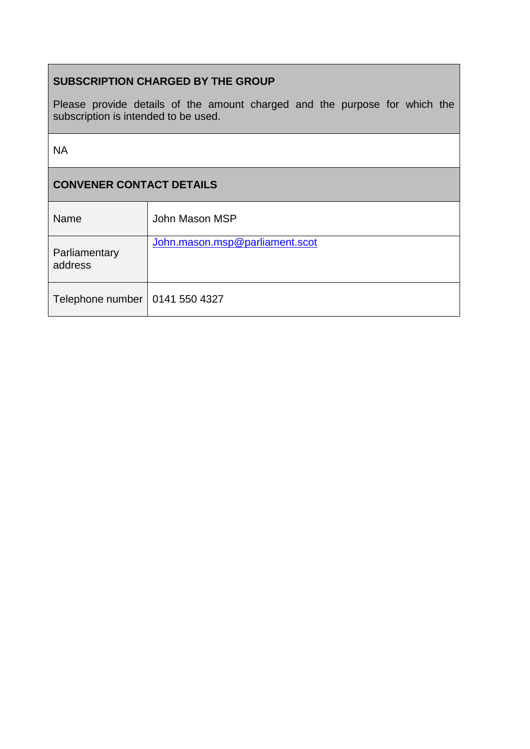| SUBSCRIPTION CHARGED BY THE GROUP | |
|---|---|
| Please provide details of the amount charged and the purpose for which the subscription is intended to be used. | |
| NA | |

| CONVENER CONTACT DETAILS | |
|---|---|
| Name | John Mason MSP |
| Parliamentary address | John.mason.msp@parliament.scot |
| Telephone number | 0141 550 4327 |